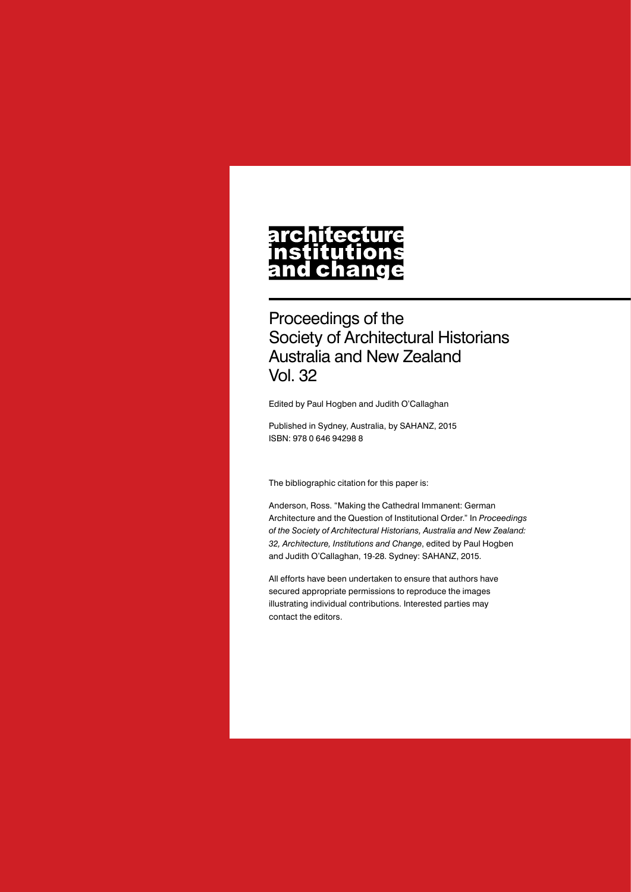# architecture institutions and change

## Proceedings of the Society of Architectural Historians Australia and New Zealand Vol. 32

Edited by Paul Hogben and Judith O'Callaghan

Published in Sydney, Australia, by SAHANZ, 2015
ISBN: 978 0 646 94298 8

The bibliographic citation for this paper is:

Anderson, Ross. "Making the Cathedral Immanent: German Architecture and the Question of Institutional Order." In *Proceedings of the Society of Architectural Historians, Australia and New Zealand: 32, Architecture, Institutions and Change*, edited by Paul Hogben and Judith O'Callaghan, 19-28. Sydney: SAHANZ, 2015.

All efforts have been undertaken to ensure that authors have secured appropriate permissions to reproduce the images illustrating individual contributions. Interested parties may contact the editors.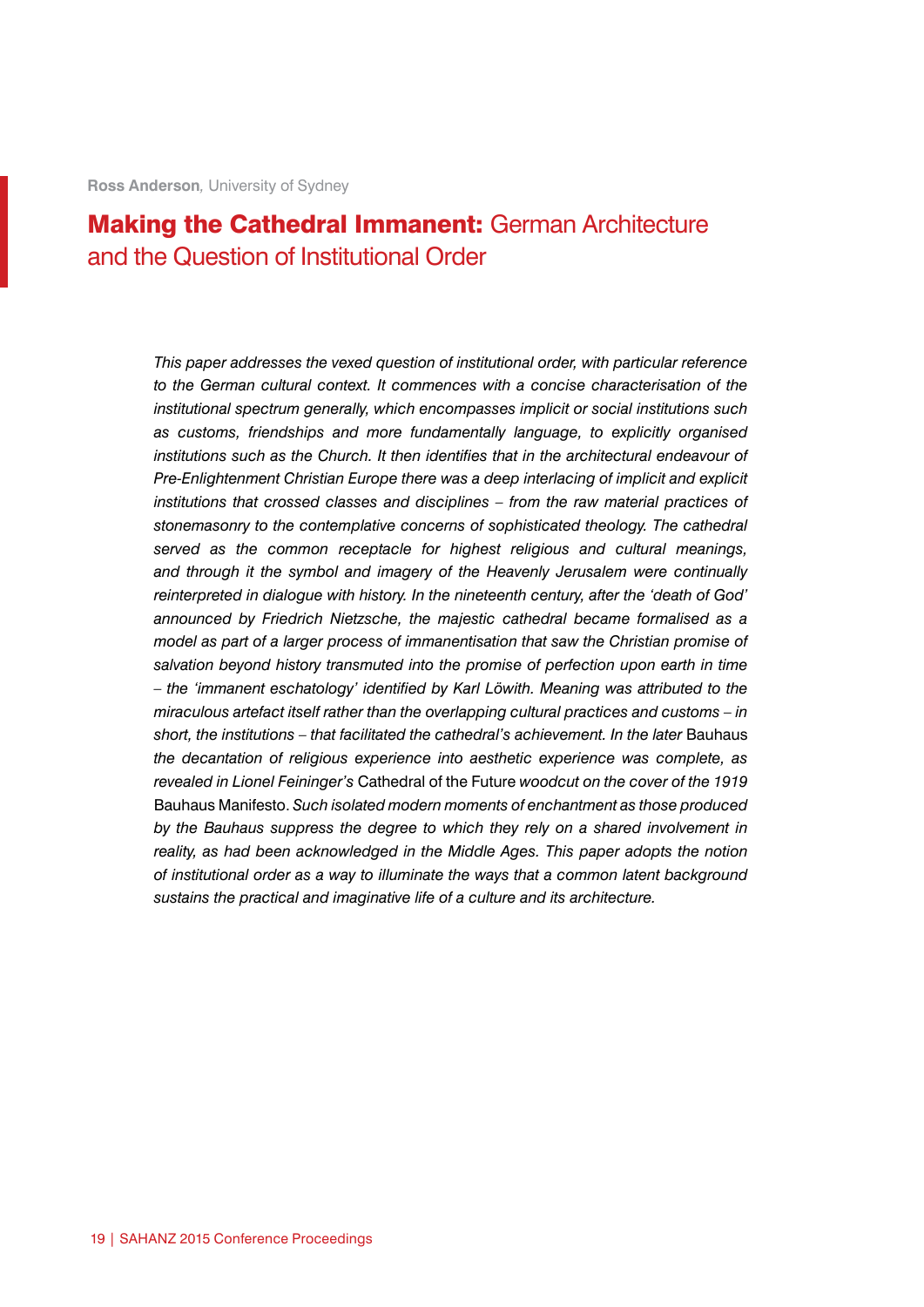**Ross Anderson**, University of Sydney

# **Making the Cathedral Immanent:** German Architecture and the Question of Institutional Order

*This paper addresses the vexed question of institutional order, with particular reference to the German cultural context. It commences with a concise characterisation of the institutional spectrum generally, which encompasses implicit or social institutions such as customs, friendships and more fundamentally language, to explicitly organised institutions such as the Church. It then identifies that in the architectural endeavour of Pre-Enlightenment Christian Europe there was a deep interlacing of implicit and explicit institutions that crossed classes and disciplines – from the raw material practices of stonemasonry to the contemplative concerns of sophisticated theology. The cathedral served as the common receptacle for highest religious and cultural meanings, and through it the symbol and imagery of the Heavenly Jerusalem were continually reinterpreted in dialogue with history. In the nineteenth century, after the 'death of God' announced by Friedrich Nietzsche, the majestic cathedral became formalised as a model as part of a larger process of immanentisation that saw the Christian promise of salvation beyond history transmuted into the promise of perfection upon earth in time – the 'immanent eschatology' identified by Karl Löwith. Meaning was attributed to the miraculous artefact itself rather than the overlapping cultural practices and customs – in short, the institutions – that facilitated the cathedral's achievement. In the later* Bauhaus *the decantation of religious experience into aesthetic experience was complete, as revealed in Lionel Feininger's* Cathedral of the Future *woodcut on the cover of the 1919* Bauhaus Manifesto. *Such isolated modern moments of enchantment as those produced by the Bauhaus suppress the degree to which they rely on a shared involvement in reality, as had been acknowledged in the Middle Ages. This paper adopts the notion of institutional order as a way to illuminate the ways that a common latent background sustains the practical and imaginative life of a culture and its architecture.*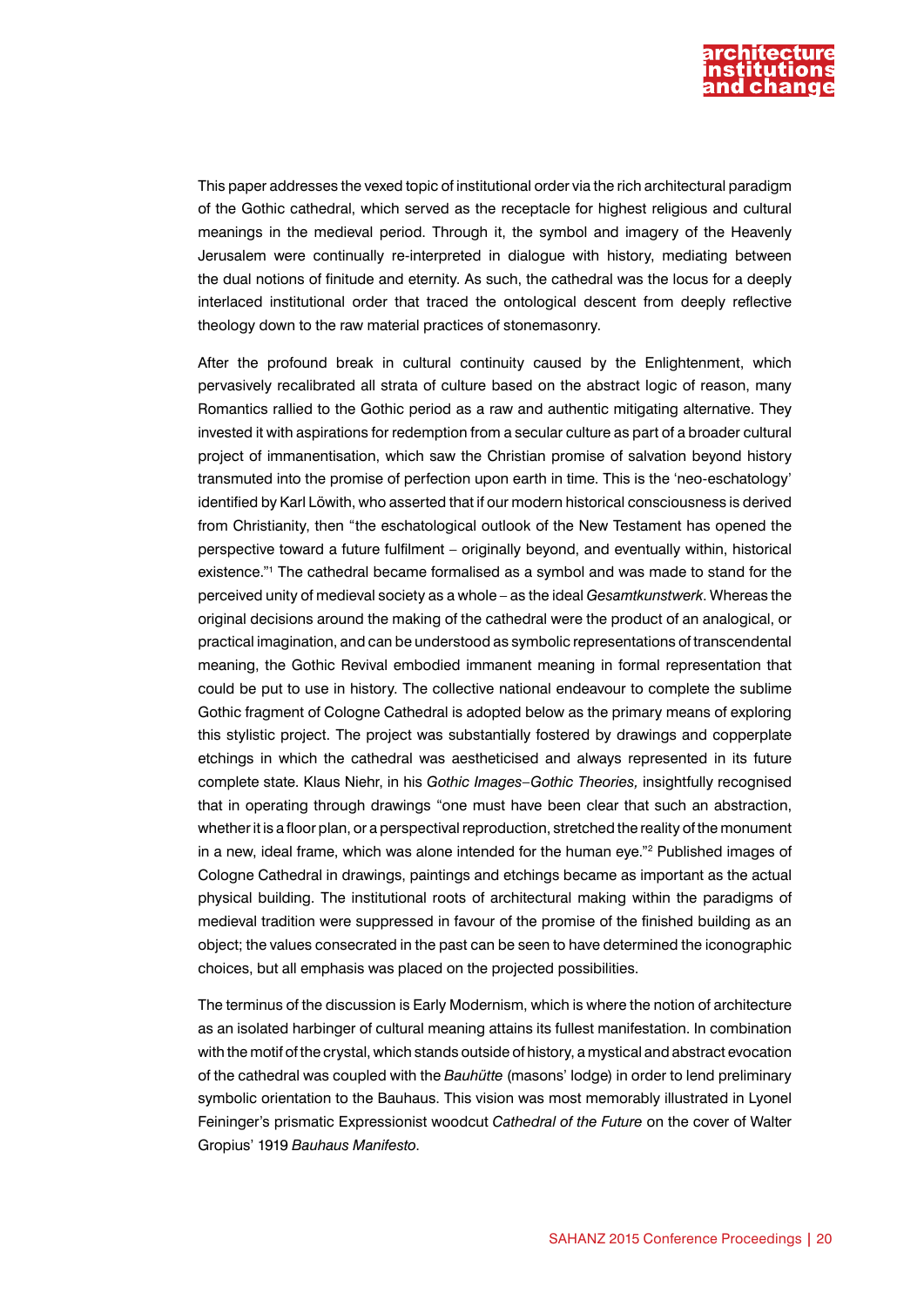This paper addresses the vexed topic of institutional order via the rich architectural paradigm of the Gothic cathedral, which served as the receptacle for highest religious and cultural meanings in the medieval period. Through it, the symbol and imagery of the Heavenly Jerusalem were continually re-interpreted in dialogue with history, mediating between the dual notions of finitude and eternity. As such, the cathedral was the locus for a deeply interlaced institutional order that traced the ontological descent from deeply reflective theology down to the raw material practices of stonemasonry.

After the profound break in cultural continuity caused by the Enlightenment, which pervasively recalibrated all strata of culture based on the abstract logic of reason, many Romantics rallied to the Gothic period as a raw and authentic mitigating alternative. They invested it with aspirations for redemption from a secular culture as part of a broader cultural project of immanentisation, which saw the Christian promise of salvation beyond history transmuted into the promise of perfection upon earth in time. This is the 'neo-eschatology' identified by Karl Löwith, who asserted that if our modern historical consciousness is derived from Christianity, then "the eschatological outlook of the New Testament has opened the perspective toward a future fulfilment – originally beyond, and eventually within, historical existence."[1] The cathedral became formalised as a symbol and was made to stand for the perceived unity of medieval society as a whole – as the ideal *Gesamtkunstwerk*. Whereas the original decisions around the making of the cathedral were the product of an analogical, or practical imagination, and can be understood as symbolic representations of transcendental meaning, the Gothic Revival embodied immanent meaning in formal representation that could be put to use in history. The collective national endeavour to complete the sublime Gothic fragment of Cologne Cathedral is adopted below as the primary means of exploring this stylistic project. The project was substantially fostered by drawings and copperplate etchings in which the cathedral was aestheticised and always represented in its future complete state. Klaus Niehr, in his *Gothic Images–Gothic Theories,* insightfully recognised that in operating through drawings "one must have been clear that such an abstraction, whether it is a floor plan, or a perspectival reproduction, stretched the reality of the monument in a new, ideal frame, which was alone intended for the human eye."[2] Published images of Cologne Cathedral in drawings, paintings and etchings became as important as the actual physical building. The institutional roots of architectural making within the paradigms of medieval tradition were suppressed in favour of the promise of the finished building as an object; the values consecrated in the past can be seen to have determined the iconographic choices, but all emphasis was placed on the projected possibilities.

The terminus of the discussion is Early Modernism, which is where the notion of architecture as an isolated harbinger of cultural meaning attains its fullest manifestation. In combination with the motif of the crystal, which stands outside of history, a mystical and abstract evocation of the cathedral was coupled with the *Bauhütte* (masons' lodge) in order to lend preliminary symbolic orientation to the Bauhaus. This vision was most memorably illustrated in Lyonel Feininger's prismatic Expressionist woodcut *Cathedral of the Future* on the cover of Walter Gropius' 1919 *Bauhaus Manifesto*.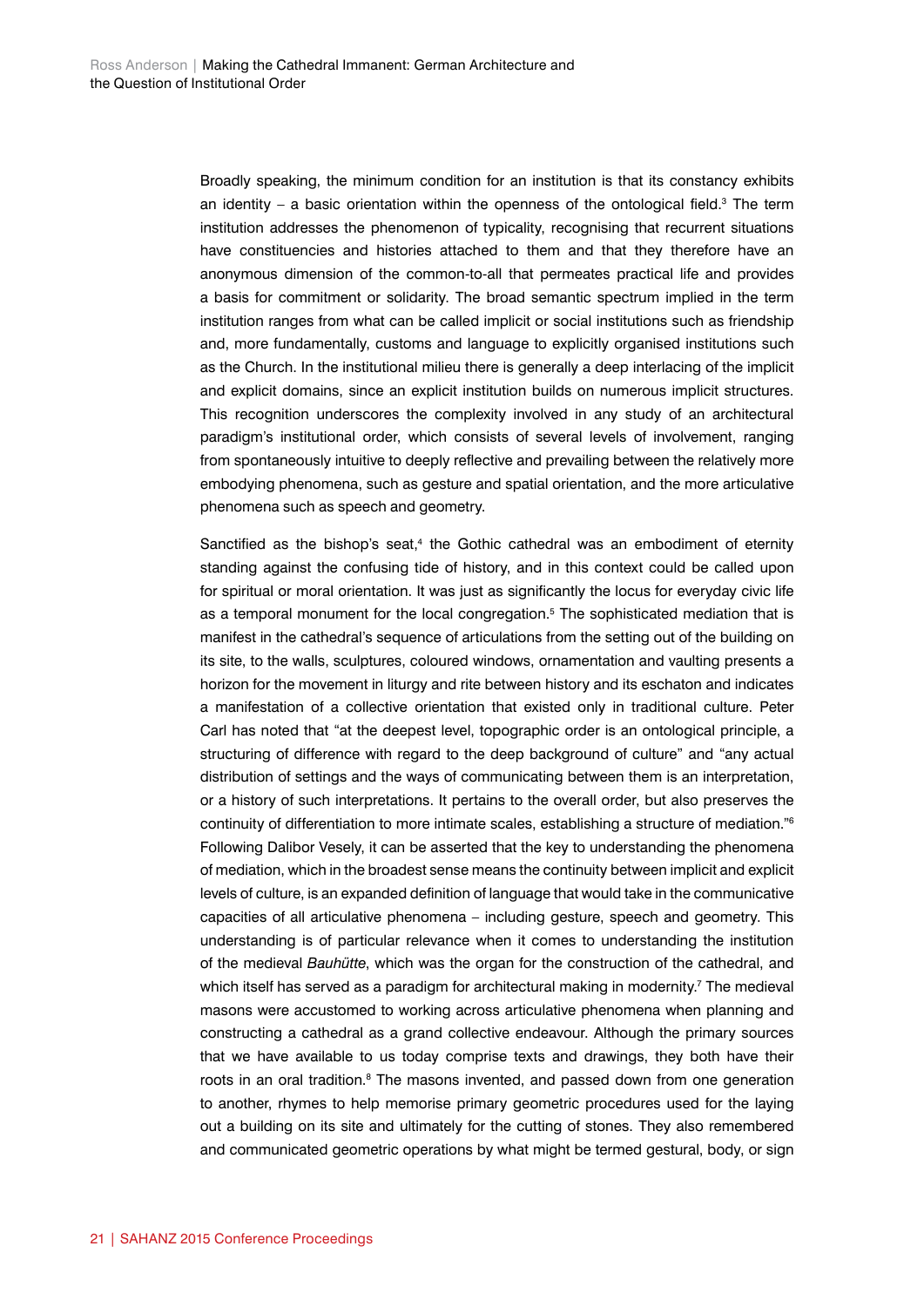Broadly speaking, the minimum condition for an institution is that its constancy exhibits an identity – a basic orientation within the openness of the ontological field.[3] The term institution addresses the phenomenon of typicality, recognising that recurrent situations have constituencies and histories attached to them and that they therefore have an anonymous dimension of the common-to-all that permeates practical life and provides a basis for commitment or solidarity. The broad semantic spectrum implied in the term institution ranges from what can be called implicit or social institutions such as friendship and, more fundamentally, customs and language to explicitly organised institutions such as the Church. In the institutional milieu there is generally a deep interlacing of the implicit and explicit domains, since an explicit institution builds on numerous implicit structures. This recognition underscores the complexity involved in any study of an architectural paradigm's institutional order, which consists of several levels of involvement, ranging from spontaneously intuitive to deeply reflective and prevailing between the relatively more embodying phenomena, such as gesture and spatial orientation, and the more articulative phenomena such as speech and geometry.

Sanctified as the bishop's seat,[4] the Gothic cathedral was an embodiment of eternity standing against the confusing tide of history, and in this context could be called upon for spiritual or moral orientation. It was just as significantly the locus for everyday civic life as a temporal monument for the local congregation.[5] The sophisticated mediation that is manifest in the cathedral's sequence of articulations from the setting out of the building on its site, to the walls, sculptures, coloured windows, ornamentation and vaulting presents a horizon for the movement in liturgy and rite between history and its eschaton and indicates a manifestation of a collective orientation that existed only in traditional culture. Peter Carl has noted that "at the deepest level, topographic order is an ontological principle, a structuring of difference with regard to the deep background of culture" and "any actual distribution of settings and the ways of communicating between them is an interpretation, or a history of such interpretations. It pertains to the overall order, but also preserves the continuity of differentiation to more intimate scales, establishing a structure of mediation."[6] Following Dalibor Vesely, it can be asserted that the key to understanding the phenomena of mediation, which in the broadest sense means the continuity between implicit and explicit levels of culture, is an expanded definition of language that would take in the communicative capacities of all articulative phenomena – including gesture, speech and geometry. This understanding is of particular relevance when it comes to understanding the institution of the medieval *Bauhütte*, which was the organ for the construction of the cathedral, and which itself has served as a paradigm for architectural making in modernity.[7] The medieval masons were accustomed to working across articulative phenomena when planning and constructing a cathedral as a grand collective endeavour. Although the primary sources that we have available to us today comprise texts and drawings, they both have their roots in an oral tradition.[8] The masons invented, and passed down from one generation to another, rhymes to help memorise primary geometric procedures used for the laying out a building on its site and ultimately for the cutting of stones. They also remembered and communicated geometric operations by what might be termed gestural, body, or sign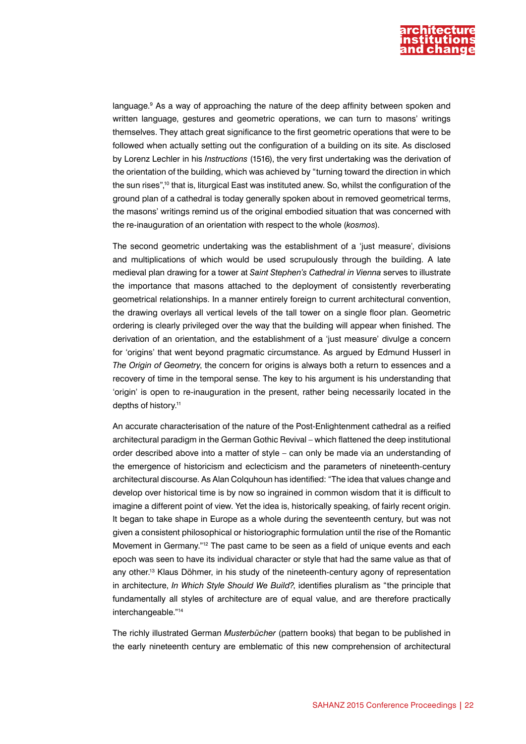language.[9] As a way of approaching the nature of the deep affinity between spoken and written language, gestures and geometric operations, we can turn to masons' writings themselves. They attach great significance to the first geometric operations that were to be followed when actually setting out the configuration of a building on its site. As disclosed by Lorenz Lechler in his *Instructions* (1516), the very first undertaking was the derivation of the orientation of the building, which was achieved by "turning toward the direction in which the sun rises",[10] that is, liturgical East was instituted anew. So, whilst the configuration of the ground plan of a cathedral is today generally spoken about in removed geometrical terms, the masons' writings remind us of the original embodied situation that was concerned with the re-inauguration of an orientation with respect to the whole (*kosmos*).

The second geometric undertaking was the establishment of a 'just measure', divisions and multiplications of which would be used scrupulously through the building. A late medieval plan drawing for a tower at *Saint Stephen's Cathedral in Vienna* serves to illustrate the importance that masons attached to the deployment of consistently reverberating geometrical relationships. In a manner entirely foreign to current architectural convention, the drawing overlays all vertical levels of the tall tower on a single floor plan. Geometric ordering is clearly privileged over the way that the building will appear when finished. The derivation of an orientation, and the establishment of a 'just measure' divulge a concern for 'origins' that went beyond pragmatic circumstance. As argued by Edmund Husserl in *The Origin of Geometry*, the concern for origins is always both a return to essences and a recovery of time in the temporal sense. The key to his argument is his understanding that 'origin' is open to re-inauguration in the present, rather being necessarily located in the depths of history.[11]

An accurate characterisation of the nature of the Post-Enlightenment cathedral as a reified architectural paradigm in the German Gothic Revival – which flattened the deep institutional order described above into a matter of style – can only be made via an understanding of the emergence of historicism and eclecticism and the parameters of nineteenth-century architectural discourse. As Alan Colquhoun has identified: "The idea that values change and develop over historical time is by now so ingrained in common wisdom that it is difficult to imagine a different point of view. Yet the idea is, historically speaking, of fairly recent origin. It began to take shape in Europe as a whole during the seventeenth century, but was not given a consistent philosophical or historiographic formulation until the rise of the Romantic Movement in Germany."[12] The past came to be seen as a field of unique events and each epoch was seen to have its individual character or style that had the same value as that of any other.[13] Klaus Döhmer, in his study of the nineteenth-century agony of representation in architecture, *In Which Style Should We Build?*, identifies pluralism as "the principle that fundamentally all styles of architecture are of equal value, and are therefore practically interchangeable."[14]

The richly illustrated German *Musterbücher* (pattern books) that began to be published in the early nineteenth century are emblematic of this new comprehension of architectural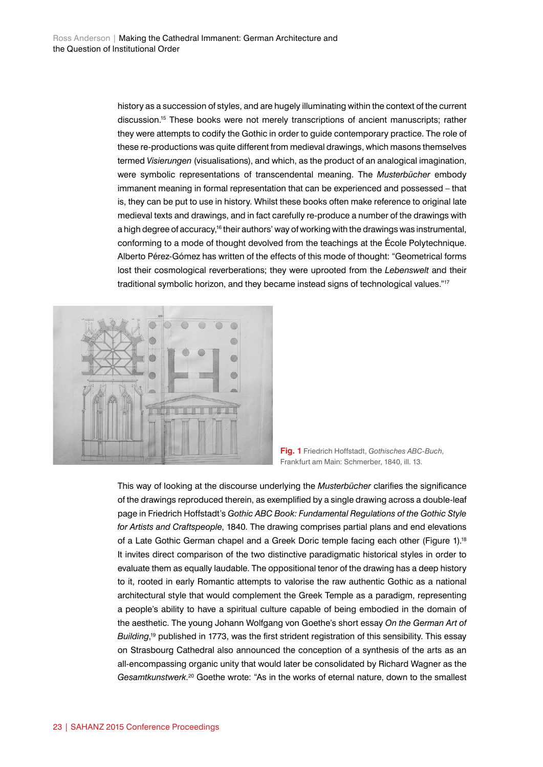history as a succession of styles, and are hugely illuminating within the context of the current discussion.[15] These books were not merely transcriptions of ancient manuscripts; rather they were attempts to codify the Gothic in order to guide contemporary practice. The role of these re-productions was quite different from medieval drawings, which masons themselves termed *Visierungen* (visualisations), and which, as the product of an analogical imagination, were symbolic representations of transcendental meaning. The *Musterbücher* embody immanent meaning in formal representation that can be experienced and possessed – that is, they can be put to use in history. Whilst these books often make reference to original late medieval texts and drawings, and in fact carefully re-produce a number of the drawings with a high degree of accuracy,[16] their authors' way of working with the drawings was instrumental, conforming to a mode of thought devolved from the teachings at the École Polytechnique. Alberto Pérez-Gómez has written of the effects of this mode of thought: "Geometrical forms lost their cosmological reverberations; they were uprooted from the *Lebenswelt* and their traditional symbolic horizon, and they became instead signs of technological values."[17]

**Fig. 1** Friedrich Hoffstadt, *Gothisches ABC-Buch*, Frankfurt am Main: Schmerber, 1840, ill. 13.

This way of looking at the discourse underlying the *Musterbücher* clarifies the significance of the drawings reproduced therein, as exemplified by a single drawing across a double-leaf page in Friedrich Hoffstadt's *Gothic ABC Book: Fundamental Regulations of the Gothic Style for Artists and Craftspeople*, 1840. The drawing comprises partial plans and end elevations of a Late Gothic German chapel and a Greek Doric temple facing each other (Figure 1).[18] It invites direct comparison of the two distinctive paradigmatic historical styles in order to evaluate them as equally laudable. The oppositional tenor of the drawing has a deep history to it, rooted in early Romantic attempts to valorise the raw authentic Gothic as a national architectural style that would complement the Greek Temple as a paradigm, representing a people's ability to have a spiritual culture capable of being embodied in the domain of the aesthetic. The young Johann Wolfgang von Goethe's short essay *On the German Art of Building*,[19] published in 1773, was the first strident registration of this sensibility. This essay on Strasbourg Cathedral also announced the conception of a synthesis of the arts as an all-encompassing organic unity that would later be consolidated by Richard Wagner as the *Gesamtkunstwerk*.[20] Goethe wrote: "As in the works of eternal nature, down to the smallest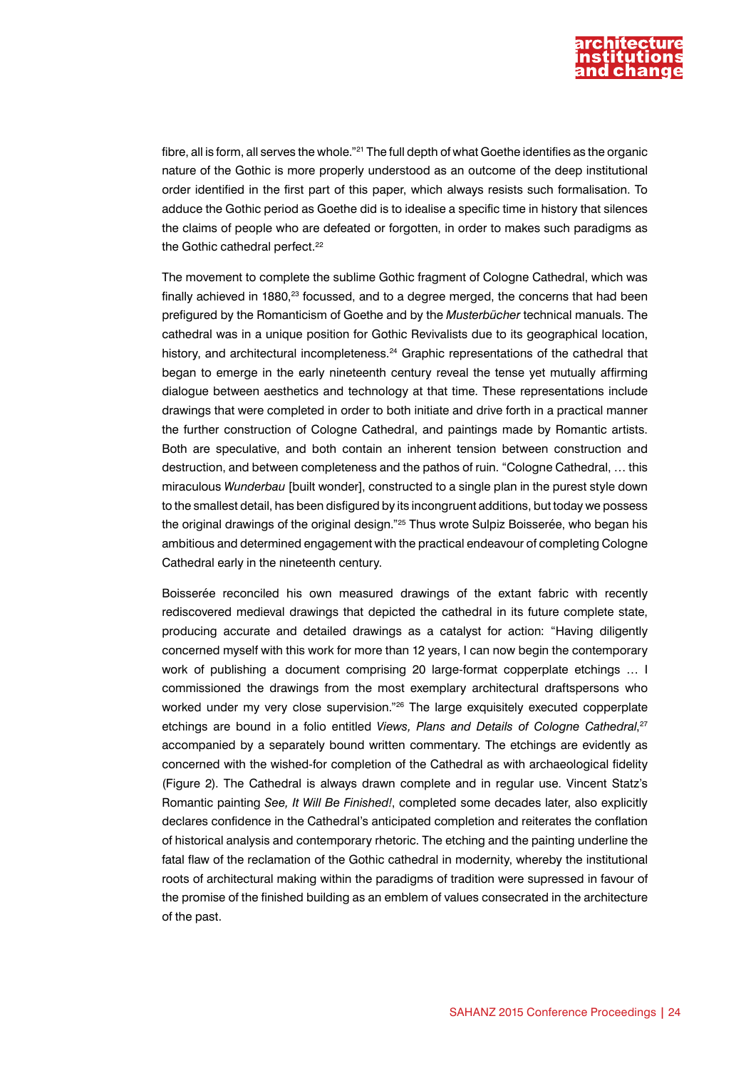fibre, all is form, all serves the whole."[21] The full depth of what Goethe identifies as the organic nature of the Gothic is more properly understood as an outcome of the deep institutional order identified in the first part of this paper, which always resists such formalisation. To adduce the Gothic period as Goethe did is to idealise a specific time in history that silences the claims of people who are defeated or forgotten, in order to makes such paradigms as the Gothic cathedral perfect.[22]

The movement to complete the sublime Gothic fragment of Cologne Cathedral, which was finally achieved in 1880,[23] focussed, and to a degree merged, the concerns that had been prefigured by the Romanticism of Goethe and by the *Musterbücher* technical manuals. The cathedral was in a unique position for Gothic Revivalists due to its geographical location, history, and architectural incompleteness.[24] Graphic representations of the cathedral that began to emerge in the early nineteenth century reveal the tense yet mutually affirming dialogue between aesthetics and technology at that time. These representations include drawings that were completed in order to both initiate and drive forth in a practical manner the further construction of Cologne Cathedral, and paintings made by Romantic artists. Both are speculative, and both contain an inherent tension between construction and destruction, and between completeness and the pathos of ruin. "Cologne Cathedral, … this miraculous *Wunderbau* [built wonder], constructed to a single plan in the purest style down to the smallest detail, has been disfigured by its incongruent additions, but today we possess the original drawings of the original design."[25] Thus wrote Sulpiz Boisserée, who began his ambitious and determined engagement with the practical endeavour of completing Cologne Cathedral early in the nineteenth century.

Boisserée reconciled his own measured drawings of the extant fabric with recently rediscovered medieval drawings that depicted the cathedral in its future complete state, producing accurate and detailed drawings as a catalyst for action: "Having diligently concerned myself with this work for more than 12 years, I can now begin the contemporary work of publishing a document comprising 20 large-format copperplate etchings … I commissioned the drawings from the most exemplary architectural draftspersons who worked under my very close supervision."[26] The large exquisitely executed copperplate etchings are bound in a folio entitled *Views, Plans and Details of Cologne Cathedral*,[27] accompanied by a separately bound written commentary. The etchings are evidently as concerned with the wished-for completion of the Cathedral as with archaeological fidelity (Figure 2). The Cathedral is always drawn complete and in regular use. Vincent Statz's Romantic painting *See, It Will Be Finished!*, completed some decades later, also explicitly declares confidence in the Cathedral's anticipated completion and reiterates the conflation of historical analysis and contemporary rhetoric. The etching and the painting underline the fatal flaw of the reclamation of the Gothic cathedral in modernity, whereby the institutional roots of architectural making within the paradigms of tradition were supressed in favour of the promise of the finished building as an emblem of values consecrated in the architecture of the past.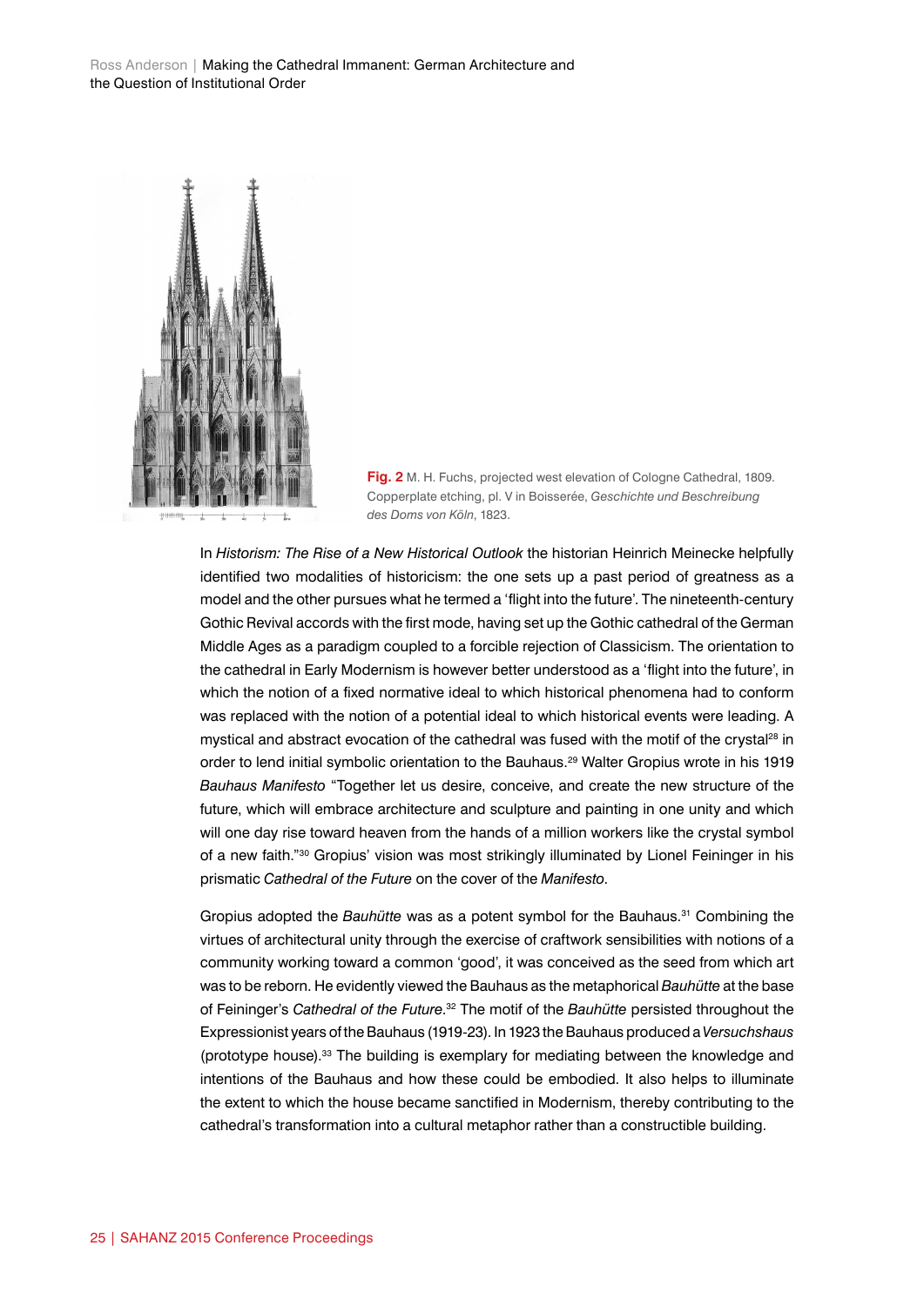**Fig. 2** M. H. Fuchs, projected west elevation of Cologne Cathedral, 1809. Copperplate etching, pl. V in Boisserée, *Geschichte und Beschreibung des Doms von Köln*, 1823.

In *Historism: The Rise of a New Historical Outlook* the historian Heinrich Meinecke helpfully identified two modalities of historicism: the one sets up a past period of greatness as a model and the other pursues what he termed a 'flight into the future'. The nineteenth-century Gothic Revival accords with the first mode, having set up the Gothic cathedral of the German Middle Ages as a paradigm coupled to a forcible rejection of Classicism. The orientation to the cathedral in Early Modernism is however better understood as a 'flight into the future', in which the notion of a fixed normative ideal to which historical phenomena had to conform was replaced with the notion of a potential ideal to which historical events were leading. A mystical and abstract evocation of the cathedral was fused with the motif of the crystal[28] in order to lend initial symbolic orientation to the Bauhaus.[29] Walter Gropius wrote in his 1919 *Bauhaus Manifesto* "Together let us desire, conceive, and create the new structure of the future, which will embrace architecture and sculpture and painting in one unity and which will one day rise toward heaven from the hands of a million workers like the crystal symbol of a new faith."[30] Gropius' vision was most strikingly illuminated by Lionel Feininger in his prismatic *Cathedral of the Future* on the cover of the *Manifesto*.

Gropius adopted the *Bauhütte* was as a potent symbol for the Bauhaus.[31] Combining the virtues of architectural unity through the exercise of craftwork sensibilities with notions of a community working toward a common 'good', it was conceived as the seed from which art was to be reborn. He evidently viewed the Bauhaus as the metaphorical *Bauhütte* at the base of Feininger's *Cathedral of the Future*.[32] The motif of the *Bauhütte* persisted throughout the Expressionist years of the Bauhaus (1919-23). In 1923 the Bauhaus produced a *Versuchshaus* (prototype house).[33] The building is exemplary for mediating between the knowledge and intentions of the Bauhaus and how these could be embodied. It also helps to illuminate the extent to which the house became sanctified in Modernism, thereby contributing to the cathedral's transformation into a cultural metaphor rather than a constructible building.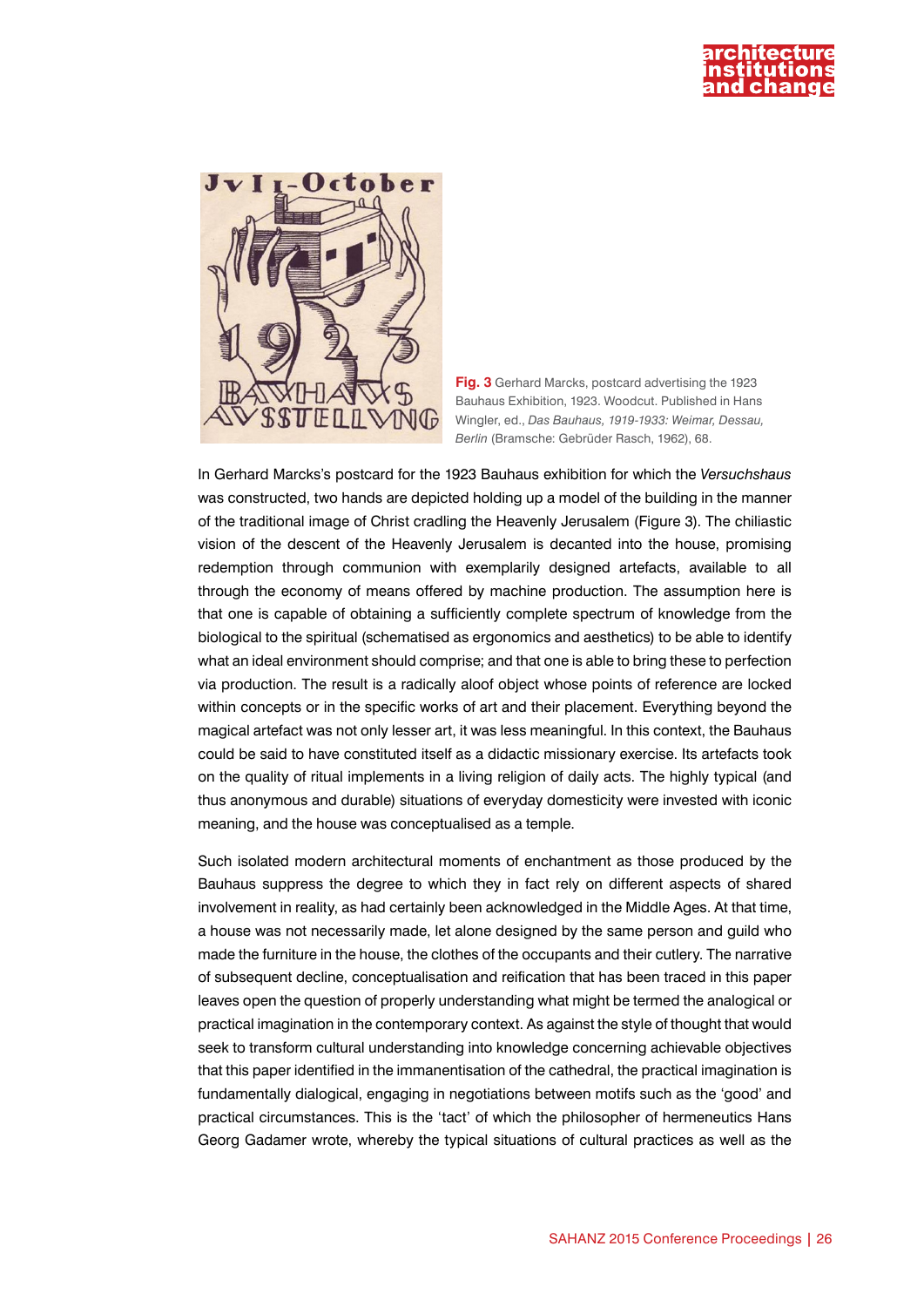**Fig. 3** Gerhard Marcks, postcard advertising the 1923 Bauhaus Exhibition, 1923. Woodcut. Published in Hans Wingler, ed., *Das Bauhaus, 1919-1933: Weimar, Dessau, Berlin* (Bramsche: Gebrüder Rasch, 1962), 68.

In Gerhard Marcks's postcard for the 1923 Bauhaus exhibition for which the *Versuchshaus* was constructed, two hands are depicted holding up a model of the building in the manner of the traditional image of Christ cradling the Heavenly Jerusalem (Figure 3). The chiliastic vision of the descent of the Heavenly Jerusalem is decanted into the house, promising redemption through communion with exemplarily designed artefacts, available to all through the economy of means offered by machine production. The assumption here is that one is capable of obtaining a sufficiently complete spectrum of knowledge from the biological to the spiritual (schematised as ergonomics and aesthetics) to be able to identify what an ideal environment should comprise; and that one is able to bring these to perfection via production. The result is a radically aloof object whose points of reference are locked within concepts or in the specific works of art and their placement. Everything beyond the magical artefact was not only lesser art, it was less meaningful. In this context, the Bauhaus could be said to have constituted itself as a didactic missionary exercise. Its artefacts took on the quality of ritual implements in a living religion of daily acts. The highly typical (and thus anonymous and durable) situations of everyday domesticity were invested with iconic meaning, and the house was conceptualised as a temple.

Such isolated modern architectural moments of enchantment as those produced by the Bauhaus suppress the degree to which they in fact rely on different aspects of shared involvement in reality, as had certainly been acknowledged in the Middle Ages. At that time, a house was not necessarily made, let alone designed by the same person and guild who made the furniture in the house, the clothes of the occupants and their cutlery. The narrative of subsequent decline, conceptualisation and reification that has been traced in this paper leaves open the question of properly understanding what might be termed the analogical or practical imagination in the contemporary context. As against the style of thought that would seek to transform cultural understanding into knowledge concerning achievable objectives that this paper identified in the immanentisation of the cathedral, the practical imagination is fundamentally dialogical, engaging in negotiations between motifs such as the 'good' and practical circumstances. This is the 'tact' of which the philosopher of hermeneutics Hans Georg Gadamer wrote, whereby the typical situations of cultural practices as well as the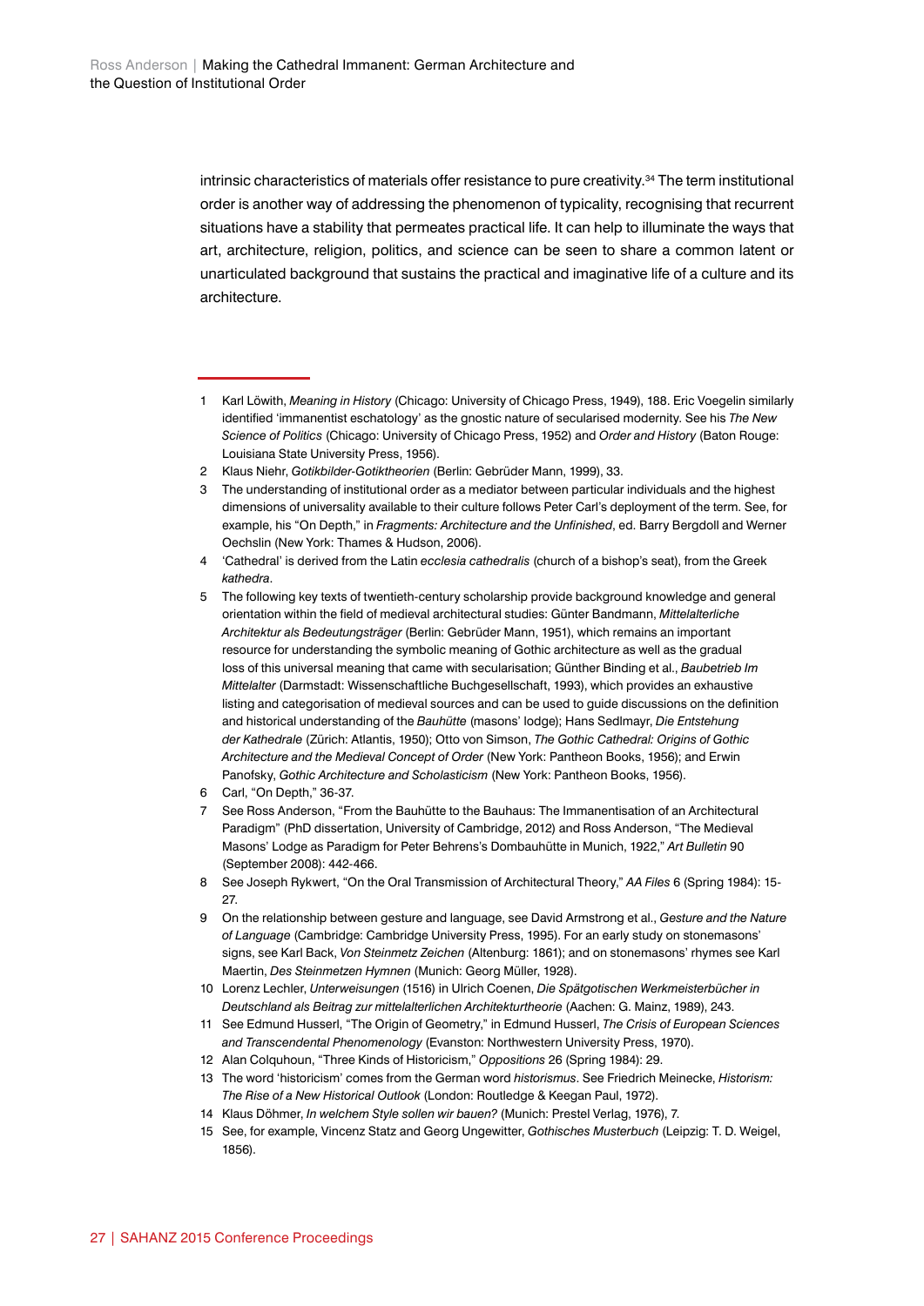intrinsic characteristics of materials offer resistance to pure creativity.[34] The term institutional order is another way of addressing the phenomenon of typicality, recognising that recurrent situations have a stability that permeates practical life. It can help to illuminate the ways that art, architecture, religion, politics, and science can be seen to share a common latent or unarticulated background that sustains the practical and imaginative life of a culture and its architecture.

---

1 Karl Löwith, *Meaning in History* (Chicago: University of Chicago Press, 1949), 188. Eric Voegelin similarly identified 'immanentist eschatology' as the gnostic nature of secularised modernity. See his *The New Science of Politics* (Chicago: University of Chicago Press, 1952) and *Order and History* (Baton Rouge: Louisiana State University Press, 1956).

2 Klaus Niehr, *Gotikbilder-Gotiktheorien* (Berlin: Gebrüder Mann, 1999), 33.

3 The understanding of institutional order as a mediator between particular individuals and the highest dimensions of universality available to their culture follows Peter Carl's deployment of the term. See, for example, his "On Depth," in *Fragments: Architecture and the Unfinished*, ed. Barry Bergdoll and Werner Oechslin (New York: Thames & Hudson, 2006).

4 'Cathedral' is derived from the Latin *ecclesia cathedralis* (church of a bishop's seat), from the Greek *kathedra*.

5 The following key texts of twentieth-century scholarship provide background knowledge and general orientation within the field of medieval architectural studies: Günter Bandmann, *Mittelalterliche Architektur als Bedeutungsträger* (Berlin: Gebrüder Mann, 1951), which remains an important resource for understanding the symbolic meaning of Gothic architecture as well as the gradual loss of this universal meaning that came with secularisation; Günther Binding et al., *Baubetrieb Im Mittelalter* (Darmstadt: Wissenschaftliche Buchgesellschaft, 1993), which provides an exhaustive listing and categorisation of medieval sources and can be used to guide discussions on the definition and historical understanding of the *Bauhütte* (masons' lodge); Hans Sedlmayr, *Die Entstehung der Kathedrale* (Zürich: Atlantis, 1950); Otto von Simson, *The Gothic Cathedral: Origins of Gothic Architecture and the Medieval Concept of Order* (New York: Pantheon Books, 1956); and Erwin Panofsky, *Gothic Architecture and Scholasticism* (New York: Pantheon Books, 1956).

6 Carl, "On Depth," 36-37.

7 See Ross Anderson, "From the Bauhütte to the Bauhaus: The Immanentisation of an Architectural Paradigm" (PhD dissertation, University of Cambridge, 2012) and Ross Anderson, "The Medieval Masons' Lodge as Paradigm for Peter Behrens's Dombauhütte in Munich, 1922," *Art Bulletin* 90 (September 2008): 442-466.

8 See Joseph Rykwert, "On the Oral Transmission of Architectural Theory," *AA Files* 6 (Spring 1984): 15-27.

9 On the relationship between gesture and language, see David Armstrong et al., *Gesture and the Nature of Language* (Cambridge: Cambridge University Press, 1995). For an early study on stonemasons' signs, see Karl Back, *Von Steinmetz Zeichen* (Altenburg: 1861); and on stonemasons' rhymes see Karl Maertin, *Des Steinmetzen Hymnen* (Munich: Georg Müller, 1928).

10 Lorenz Lechler, *Unterweisungen* (1516) in Ulrich Coenen, *Die Spätgotischen Werkmeisterbücher in Deutschland als Beitrag zur mittelalterlichen Architekturtheorie* (Aachen: G. Mainz, 1989), 243.

11 See Edmund Husserl, "The Origin of Geometry," in Edmund Husserl, *The Crisis of European Sciences and Transcendental Phenomenology* (Evanston: Northwestern University Press, 1970).

12 Alan Colquhoun, "Three Kinds of Historicism," *Oppositions* 26 (Spring 1984): 29.

13 The word 'historicism' comes from the German word *historismus*. See Friedrich Meinecke, *Historism: The Rise of a New Historical Outlook* (London: Routledge & Keegan Paul, 1972).

14 Klaus Döhmer, *In welchem Style sollen wir bauen?* (Munich: Prestel Verlag, 1976), 7.

15 See, for example, Vincenz Statz and Georg Ungewitter, *Gothisches Musterbuch* (Leipzig: T. D. Weigel, 1856).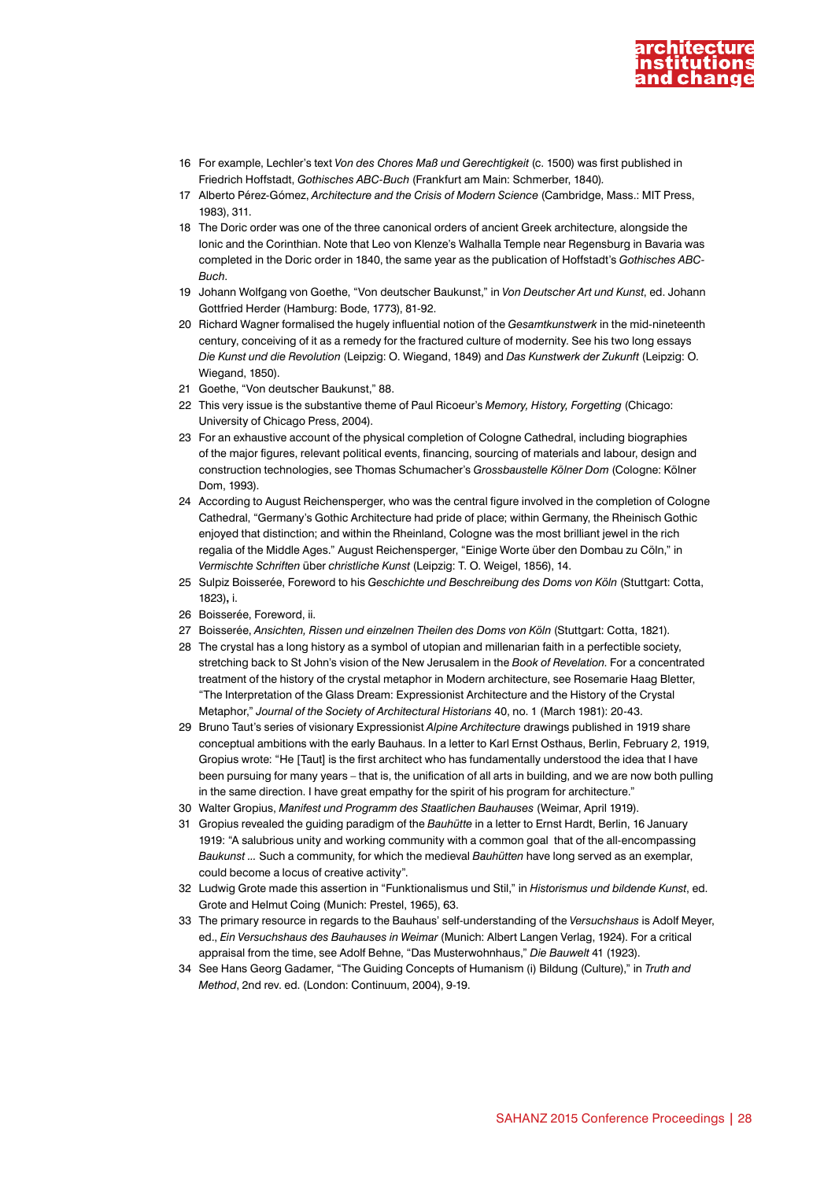16 For example, Lechler's text *Von des Chores Maß und Gerechtigkeit* (c. 1500) was first published in Friedrich Hoffstadt, *Gothisches ABC-Buch* (Frankfurt am Main: Schmerber, 1840).

17 Alberto Pérez-Gómez, *Architecture and the Crisis of Modern Science* (Cambridge, Mass.: MIT Press, 1983), 311.

18 The Doric order was one of the three canonical orders of ancient Greek architecture, alongside the Ionic and the Corinthian. Note that Leo von Klenze's Walhalla Temple near Regensburg in Bavaria was completed in the Doric order in 1840, the same year as the publication of Hoffstadt's *Gothisches ABC-Buch*.

19 Johann Wolfgang von Goethe, "Von deutscher Baukunst," in *Von Deutscher Art und Kunst*, ed. Johann Gottfried Herder (Hamburg: Bode, 1773), 81-92.

20 Richard Wagner formalised the hugely influential notion of the *Gesamtkunstwerk* in the mid-nineteenth century, conceiving of it as a remedy for the fractured culture of modernity. See his two long essays *Die Kunst und die Revolution* (Leipzig: O. Wiegand, 1849) and *Das Kunstwerk der Zukunft* (Leipzig: O. Wiegand, 1850).

21 Goethe, "Von deutscher Baukunst," 88.

22 This very issue is the substantive theme of Paul Ricoeur's *Memory, History, Forgetting* (Chicago: University of Chicago Press, 2004).

23 For an exhaustive account of the physical completion of Cologne Cathedral, including biographies of the major figures, relevant political events, financing, sourcing of materials and labour, design and construction technologies, see Thomas Schumacher's *Grossbaustelle Kölner Dom* (Cologne: Kölner Dom, 1993).

24 According to August Reichensperger, who was the central figure involved in the completion of Cologne Cathedral, "Germany's Gothic Architecture had pride of place; within Germany, the Rheinisch Gothic enjoyed that distinction; and within the Rheinland, Cologne was the most brilliant jewel in the rich regalia of the Middle Ages." August Reichensperger, "Einige Worte über den Dombau zu Cöln," in *Vermischte Schriften* über *christliche Kunst* (Leipzig: T. O. Weigel, 1856), 14.

25 Sulpiz Boisserée, Foreword to his *Geschichte und Beschreibung des Doms von Köln* (Stuttgart: Cotta, 1823)**,** i.

26 Boisserée, Foreword, ii.

27 Boisserée, *Ansichten, Rissen und einzelnen Theilen des Doms von Köln* (Stuttgart: Cotta, 1821).

28 The crystal has a long history as a symbol of utopian and millenarian faith in a perfectible society, stretching back to St John's vision of the New Jerusalem in the *Book of Revelation*. For a concentrated treatment of the history of the crystal metaphor in Modern architecture, see Rosemarie Haag Bletter, "The Interpretation of the Glass Dream: Expressionist Architecture and the History of the Crystal Metaphor," *Journal of the Society of Architectural Historians* 40, no. 1 (March 1981): 20-43.

29 Bruno Taut's series of visionary Expressionist *Alpine Architecture* drawings published in 1919 share conceptual ambitions with the early Bauhaus. In a letter to Karl Ernst Osthaus, Berlin, February 2, 1919, Gropius wrote: "He [Taut] is the first architect who has fundamentally understood the idea that I have been pursuing for many years – that is, the unification of all arts in building, and we are now both pulling in the same direction. I have great empathy for the spirit of his program for architecture."

30 Walter Gropius, *Manifest und Programm des Staatlichen Bauhauses* (Weimar, April 1919).

31 Gropius revealed the guiding paradigm of the *Bauhütte* in a letter to Ernst Hardt, Berlin, 16 January 1919: "A salubrious unity and working community with a common goal  that of the all-encompassing *Baukunst* ... Such a community, for which the medieval *Bauhütten* have long served as an exemplar, could become a locus of creative activity".

32 Ludwig Grote made this assertion in "Funktionalismus und Stil," in *Historismus und bildende Kunst*, ed. Grote and Helmut Coing (Munich: Prestel, 1965), 63.

33 The primary resource in regards to the Bauhaus' self-understanding of the *Versuchshaus* is Adolf Meyer, ed., *Ein Versuchshaus des Bauhauses in Weimar* (Munich: Albert Langen Verlag, 1924). For a critical appraisal from the time, see Adolf Behne, "Das Musterwohnhaus," *Die Bauwelt* 41 (1923).

34 See Hans Georg Gadamer, "The Guiding Concepts of Humanism (i) Bildung (Culture)," in *Truth and Method*, 2nd rev. ed. (London: Continuum, 2004), 9-19.